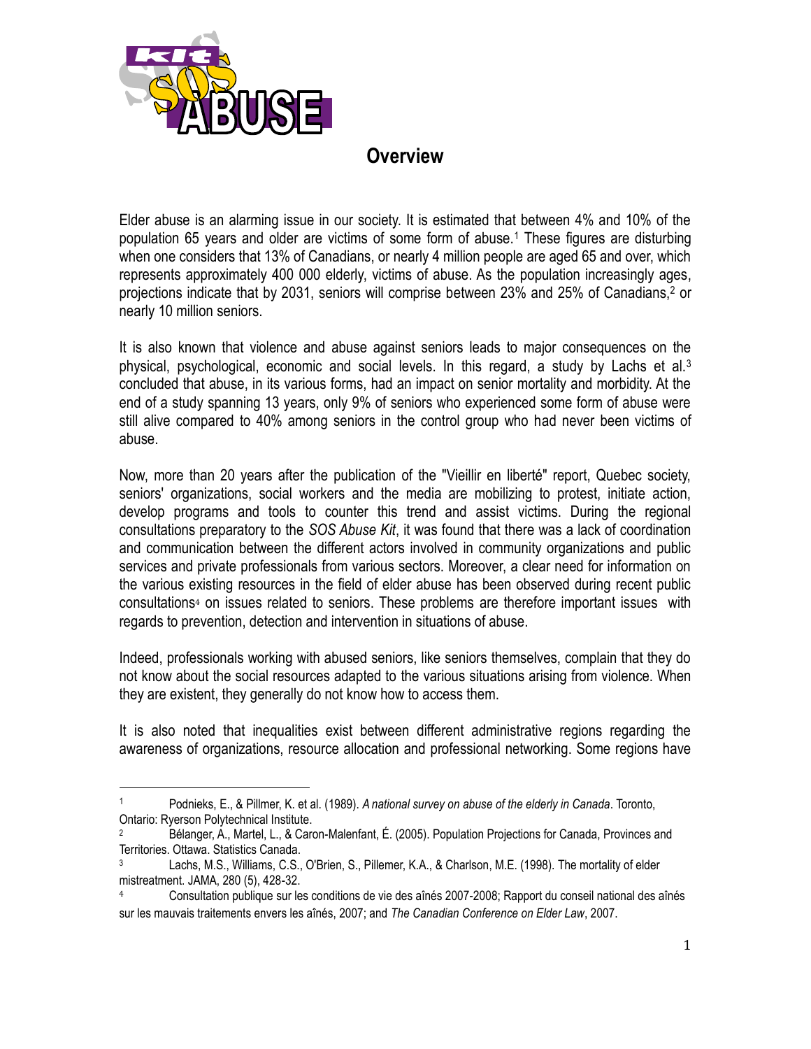# Overview

Elder abuse is an alarming issue in our society. It is estimated that between 4% and 10% of the population 65 years and older are victims of some form of abuse.[1] These figures are disturbing when one considers that 13% of Canadians, or nearly 4 million people are aged 65 and over, which represents approximately 400 000 elderly, victims of abuse. As the population increasingly ages, projections indicate that by 2031, seniors will comprise between 23% and 25% of Canadians,[2] or nearly 10 million seniors.

It is also known that violence and abuse against seniors leads to major consequences on the physical, psychological, economic and social levels. In this regard, a study by Lachs et al.[3] concluded that abuse, in its various forms, had an impact on senior mortality and morbidity. At the end of a study spanning 13 years, only 9% of seniors who experienced some form of abuse were still alive compared to 40% among seniors in the control group who had never been victims of abuse.

Now, more than 20 years after the publication of the "Vieillir en liberté" report, Quebec society, seniors' organizations, social workers and the media are mobilizing to protest, initiate action, develop programs and tools to counter this trend and assist victims. During the regional consultations preparatory to the *SOS Abuse Kit*, it was found that there was a lack of coordination and communication between the different actors involved in community organizations and public services and private professionals from various sectors. Moreover, a clear need for information on the various existing resources in the field of elder abuse has been observed during recent public consultations[4] on issues related to seniors. These problems are therefore important issues with regards to prevention, detection and intervention in situations of abuse.

Indeed, professionals working with abused seniors, like seniors themselves, complain that they do not know about the social resources adapted to the various situations arising from violence. When they are existent, they generally do not know how to access them.

It is also noted that inequalities exist between different administrative regions regarding the awareness of organizations, resource allocation and professional networking. Some regions have

---

[1] Podnieks, E., & Pillmer, K. et al. (1989). *A national survey on abuse of the elderly in Canada*. Toronto, Ontario: Ryerson Polytechnical Institute.

[2] Bélanger, A., Martel, L., & Caron-Malenfant, É. (2005). Population Projections for Canada, Provinces and Territories. Ottawa. Statistics Canada.

[3] Lachs, M.S., Williams, C.S., O'Brien, S., Pillemer, K.A., & Charlson, M.E. (1998). The mortality of elder mistreatment. JAMA, 280 (5), 428-32.

[4] Consultation publique sur les conditions de vie des aînés 2007-2008; Rapport du conseil national des aînés sur les mauvais traitements envers les aînés, 2007; and *The Canadian Conference on Elder Law*, 2007.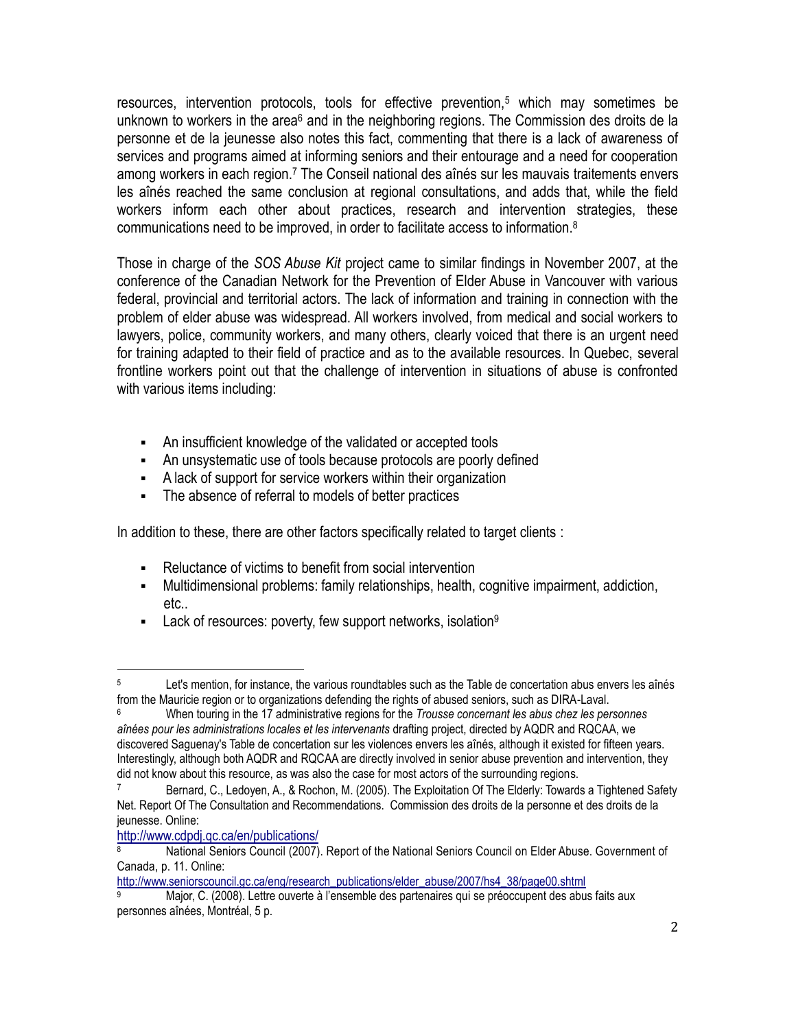resources, intervention protocols, tools for effective prevention,[5] which may sometimes be unknown to workers in the area[6] and in the neighboring regions. The Commission des droits de la personne et de la jeunesse also notes this fact, commenting that there is a lack of awareness of services and programs aimed at informing seniors and their entourage and a need for cooperation among workers in each region.[7] The Conseil national des aînés sur les mauvais traitements envers les aînés reached the same conclusion at regional consultations, and adds that, while the field workers inform each other about practices, research and intervention strategies, these communications need to be improved, in order to facilitate access to information.[8]

Those in charge of the *SOS Abuse Kit* project came to similar findings in November 2007, at the conference of the Canadian Network for the Prevention of Elder Abuse in Vancouver with various federal, provincial and territorial actors. The lack of information and training in connection with the problem of elder abuse was widespread. All workers involved, from medical and social workers to lawyers, police, community workers, and many others, clearly voiced that there is an urgent need for training adapted to their field of practice and as to the available resources. In Quebec, several frontline workers point out that the challenge of intervention in situations of abuse is confronted with various items including:

- An insufficient knowledge of the validated or accepted tools
- An unsystematic use of tools because protocols are poorly defined
- A lack of support for service workers within their organization
- The absence of referral to models of better practices

In addition to these, there are other factors specifically related to target clients :

- Reluctance of victims to benefit from social intervention
- Multidimensional problems: family relationships, health, cognitive impairment, addiction, etc..
- Lack of resources: poverty, few support networks, isolation[9]

---

[5] Let's mention, for instance, the various roundtables such as the Table de concertation abus envers les aînés from the Mauricie region or to organizations defending the rights of abused seniors, such as DIRA-Laval.

[6] When touring in the 17 administrative regions for the *Trousse concernant les abus chez les personnes aînées pour les administrations locales et les intervenants* drafting project, directed by AQDR and RQCAA, we discovered Saguenay's Table de concertation sur les violences envers les aînés, although it existed for fifteen years. Interestingly, although both AQDR and RQCAA are directly involved in senior abuse prevention and intervention, they did not know about this resource, as was also the case for most actors of the surrounding regions.

[7] Bernard, C., Ledoyen, A., & Rochon, M. (2005). The Exploitation Of The Elderly: Towards a Tightened Safety Net. Report Of The Consultation and Recommendations. Commission des droits de la personne et des droits de la jeunesse. Online:
http://www.cdpdj.qc.ca/en/publications/

[8] National Seniors Council (2007). Report of the National Seniors Council on Elder Abuse. Government of Canada, p. 11. Online:
http://www.seniorscouncil.gc.ca/eng/research_publications/elder_abuse/2007/hs4_38/page00.shtml

[9] Major, C. (2008). Lettre ouverte à l'ensemble des partenaires qui se préoccupent des abus faits aux personnes aînées, Montréal, 5 p.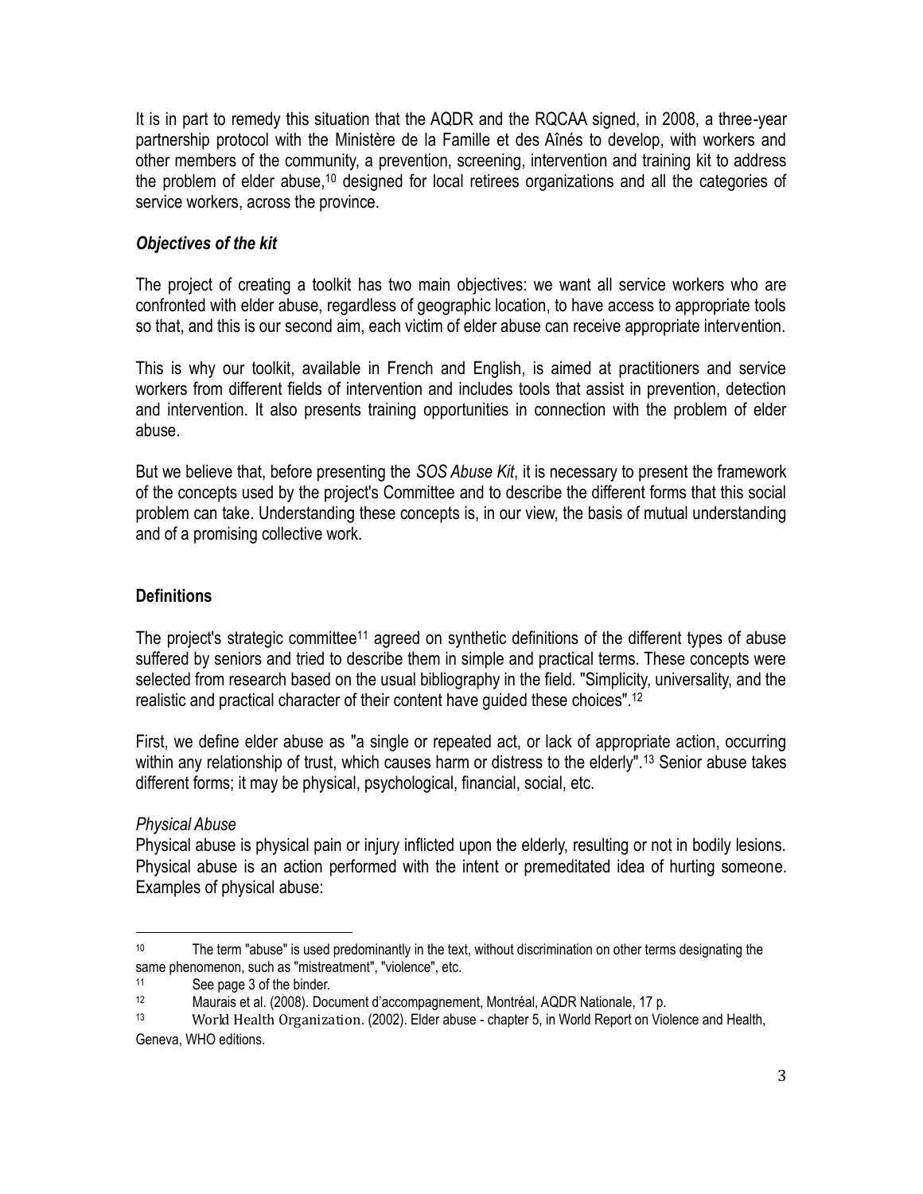It is in part to remedy this situation that the AQDR and the RQCAA signed, in 2008, a three-year partnership protocol with the Ministère de la Famille et des Aînés to develop, with workers and other members of the community, a prevention, screening, intervention and training kit to address the problem of elder abuse,[10] designed for local retirees organizations and all the categories of service workers, across the province.

### *Objectives of the kit*

The project of creating a toolkit has two main objectives: we want all service workers who are confronted with elder abuse, regardless of geographic location, to have access to appropriate tools so that, and this is our second aim, each victim of elder abuse can receive appropriate intervention.

This is why our toolkit, available in French and English, is aimed at practitioners and service workers from different fields of intervention and includes tools that assist in prevention, detection and intervention. It also presents training opportunities in connection with the problem of elder abuse.

But we believe that, before presenting the *SOS Abuse Kit*, it is necessary to present the framework of the concepts used by the project's Committee and to describe the different forms that this social problem can take. Understanding these concepts is, in our view, the basis of mutual understanding and of a promising collective work.

## Definitions

The project's strategic committee[11] agreed on synthetic definitions of the different types of abuse suffered by seniors and tried to describe them in simple and practical terms. These concepts were selected from research based on the usual bibliography in the field. "Simplicity, universality, and the realistic and practical character of their content have guided these choices".[12]

First, we define elder abuse as "a single or repeated act, or lack of appropriate action, occurring within any relationship of trust, which causes harm or distress to the elderly".[13] Senior abuse takes different forms; it may be physical, psychological, financial, social, etc.

*Physical Abuse*

Physical abuse is physical pain or injury inflicted upon the elderly, resulting or not in bodily lesions. Physical abuse is an action performed with the intent or premeditated idea of hurting someone. Examples of physical abuse:

---

[10] The term "abuse" is used predominantly in the text, without discrimination on other terms designating the same phenomenon, such as "mistreatment", "violence", etc.

[11] See page 3 of the binder.

[12] Maurais et al. (2008). Document d'accompagnement, Montréal, AQDR Nationale, 17 p.

[13] World Health Organization. (2002). Elder abuse - chapter 5, in World Report on Violence and Health, Geneva, WHO editions.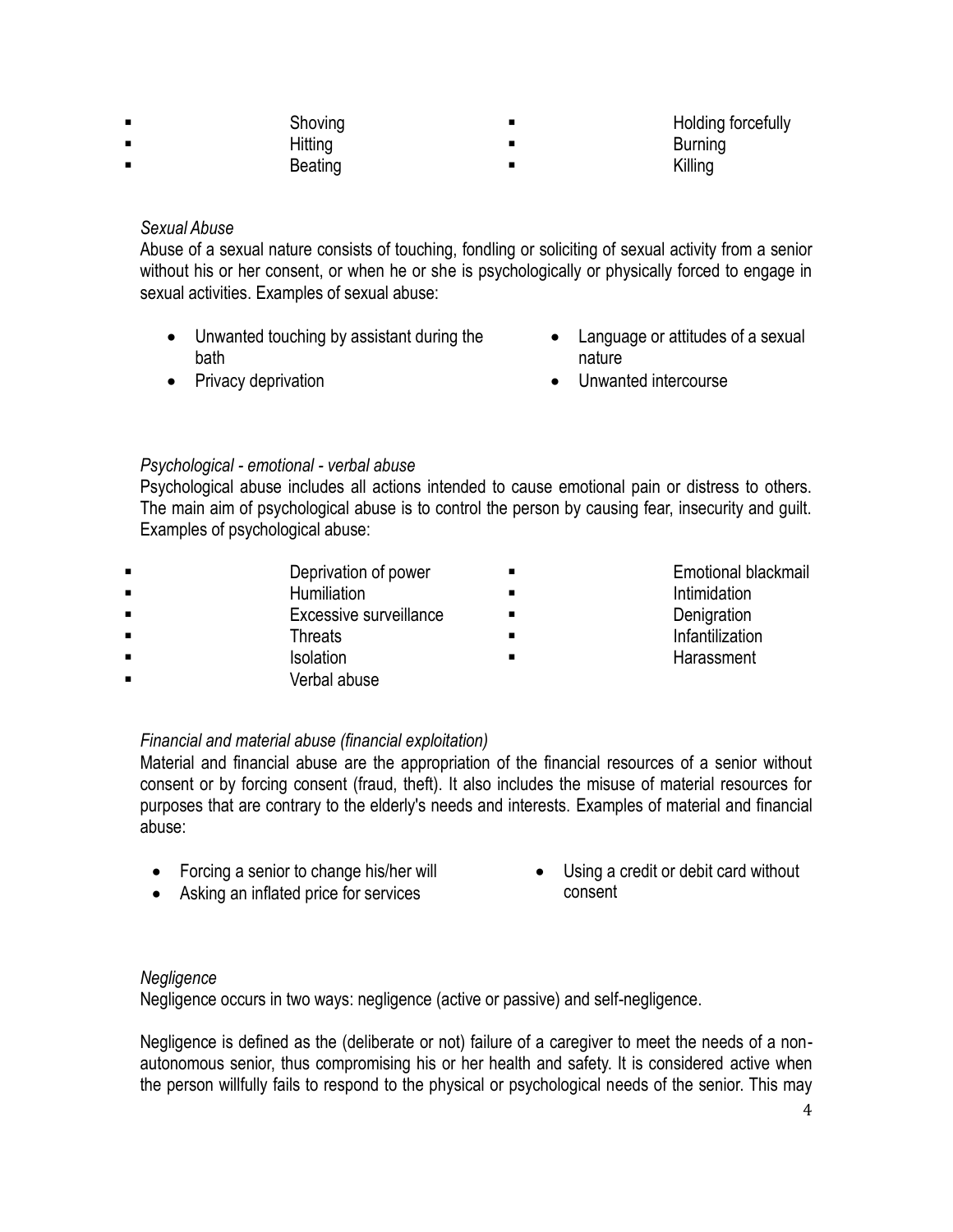- Shoving
- Hitting
- Beating
- Holding forcefully
- Burning
- Killing

*Sexual Abuse*

Abuse of a sexual nature consists of touching, fondling or soliciting of sexual activity from a senior without his or her consent, or when he or she is psychologically or physically forced to engage in sexual activities. Examples of sexual abuse:

- Unwanted touching by assistant during the bath
- Privacy deprivation
- Language or attitudes of a sexual nature
- Unwanted intercourse

*Psychological - emotional - verbal abuse*

Psychological abuse includes all actions intended to cause emotional pain or distress to others. The main aim of psychological abuse is to control the person by causing fear, insecurity and guilt. Examples of psychological abuse:

- Deprivation of power
- Humiliation
- Excessive surveillance
- Threats
- Isolation
- Verbal abuse
- Emotional blackmail
- Intimidation
- Denigration
- Infantilization
- Harassment

*Financial and material abuse (financial exploitation)*

Material and financial abuse are the appropriation of the financial resources of a senior without consent or by forcing consent (fraud, theft). It also includes the misuse of material resources for purposes that are contrary to the elderly's needs and interests. Examples of material and financial abuse:

- Forcing a senior to change his/her will
- Asking an inflated price for services
- Using a credit or debit card without consent

*Negligence*

Negligence occurs in two ways: negligence (active or passive) and self-negligence.

Negligence is defined as the (deliberate or not) failure of a caregiver to meet the needs of a non-autonomous senior, thus compromising his or her health and safety. It is considered active when the person willfully fails to respond to the physical or psychological needs of the senior. This may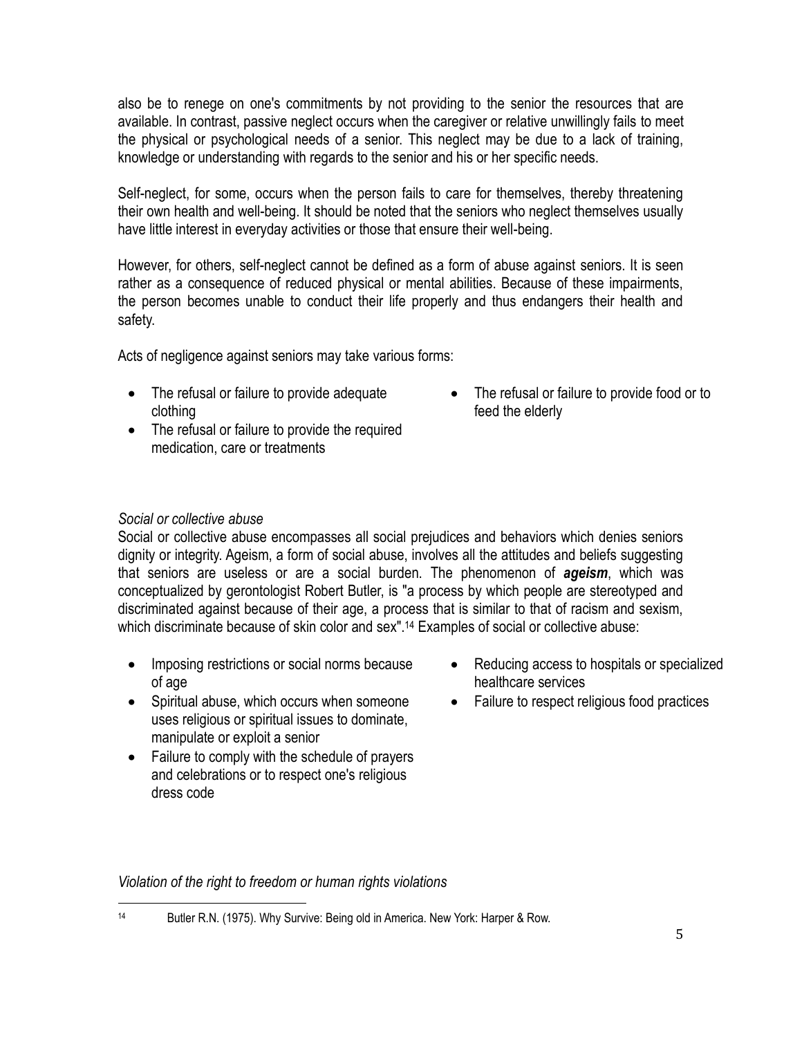also be to renege on one's commitments by not providing to the senior the resources that are available. In contrast, passive neglect occurs when the caregiver or relative unwillingly fails to meet the physical or psychological needs of a senior. This neglect may be due to a lack of training, knowledge or understanding with regards to the senior and his or her specific needs.

Self-neglect, for some, occurs when the person fails to care for themselves, thereby threatening their own health and well-being. It should be noted that the seniors who neglect themselves usually have little interest in everyday activities or those that ensure their well-being.

However, for others, self-neglect cannot be defined as a form of abuse against seniors. It is seen rather as a consequence of reduced physical or mental abilities. Because of these impairments, the person becomes unable to conduct their life properly and thus endangers their health and safety.

Acts of negligence against seniors may take various forms:

- The refusal or failure to provide adequate clothing
- The refusal or failure to provide the required medication, care or treatments
- The refusal or failure to provide food or to feed the elderly

*Social or collective abuse*

Social or collective abuse encompasses all social prejudices and behaviors which denies seniors dignity or integrity. Ageism, a form of social abuse, involves all the attitudes and beliefs suggesting that seniors are useless or are a social burden. The phenomenon of ***ageism***, which was conceptualized by gerontologist Robert Butler, is "a process by which people are stereotyped and discriminated against because of their age, a process that is similar to that of racism and sexism, which discriminate because of skin color and sex".[14] Examples of social or collective abuse:

- Imposing restrictions or social norms because of age
- Spiritual abuse, which occurs when someone uses religious or spiritual issues to dominate, manipulate or exploit a senior
- Failure to comply with the schedule of prayers and celebrations or to respect one's religious dress code
- Reducing access to hospitals or specialized healthcare services
- Failure to respect religious food practices

*Violation of the right to freedom or human rights violations*

[14] Butler R.N. (1975). Why Survive: Being old in America. New York: Harper & Row.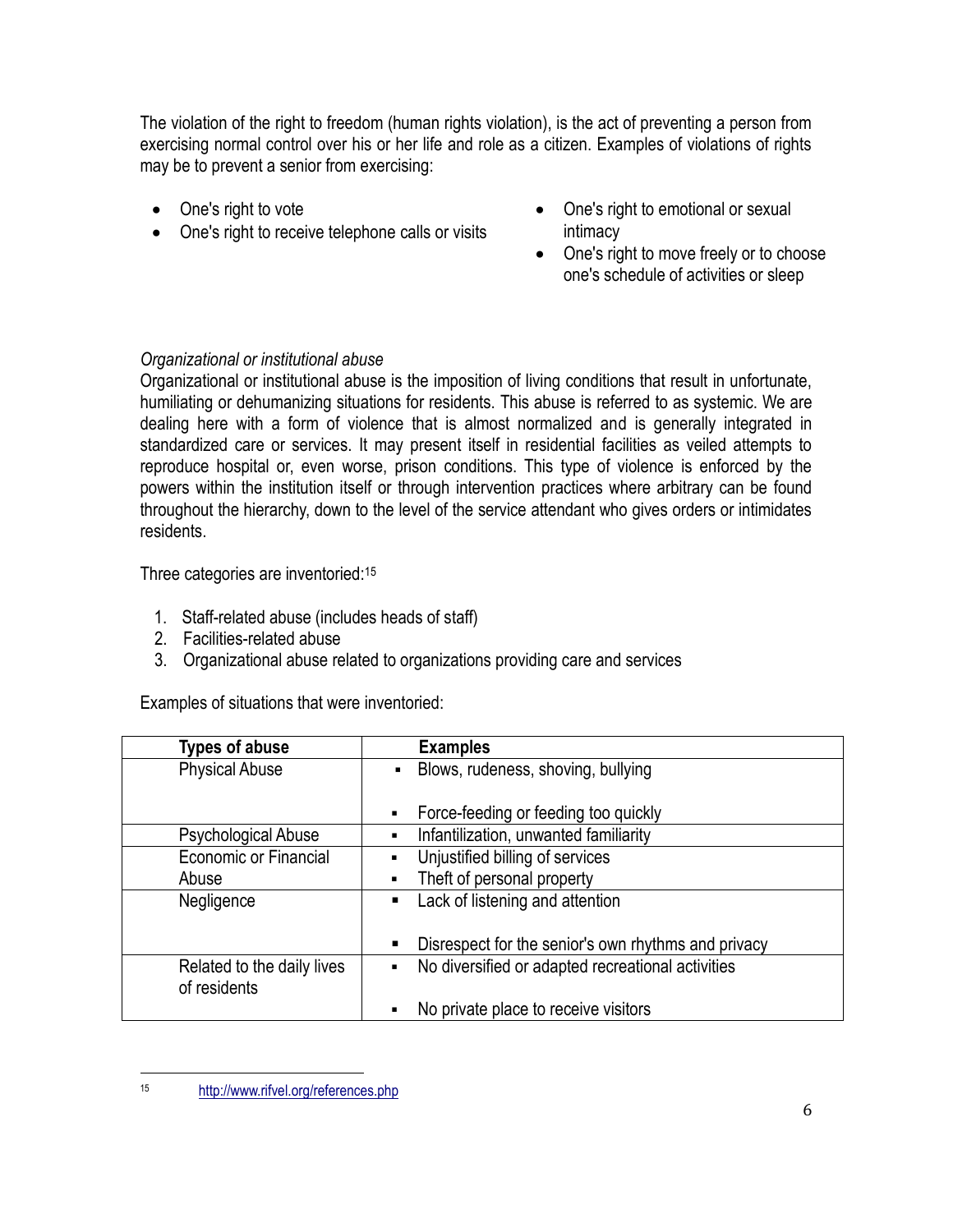The violation of the right to freedom (human rights violation), is the act of preventing a person from exercising normal control over his or her life and role as a citizen. Examples of violations of rights may be to prevent a senior from exercising:

- One's right to vote
- One's right to receive telephone calls or visits
- One's right to emotional or sexual intimacy
- One's right to move freely or to choose one's schedule of activities or sleep

*Organizational or institutional abuse*

Organizational or institutional abuse is the imposition of living conditions that result in unfortunate, humiliating or dehumanizing situations for residents. This abuse is referred to as systemic. We are dealing here with a form of violence that is almost normalized and is generally integrated in standardized care or services. It may present itself in residential facilities as veiled attempts to reproduce hospital or, even worse, prison conditions. This type of violence is enforced by the powers within the institution itself or through intervention practices where arbitrary can be found throughout the hierarchy, down to the level of the service attendant who gives orders or intimidates residents.

Three categories are inventoried:[15]

1. Staff-related abuse (includes heads of staff)
2. Facilities-related abuse
3. Organizational abuse related to organizations providing care and services

Examples of situations that were inventoried:

| Types of abuse | Examples |
|---|---|
| Physical Abuse | ▪ Blows, rudeness, shoving, bullying<br>▪ Force-feeding or feeding too quickly |
| Psychological Abuse | ▪ Infantilization, unwanted familiarity |
| Economic or Financial Abuse | ▪ Unjustified billing of services<br>▪ Theft of personal property |
| Negligence | ▪ Lack of listening and attention<br>▪ Disrespect for the senior's own rhythms and privacy |
| Related to the daily lives of residents | ▪ No diversified or adapted recreational activities<br>▪ No private place to receive visitors |

15 http://www.rifvel.org/references.php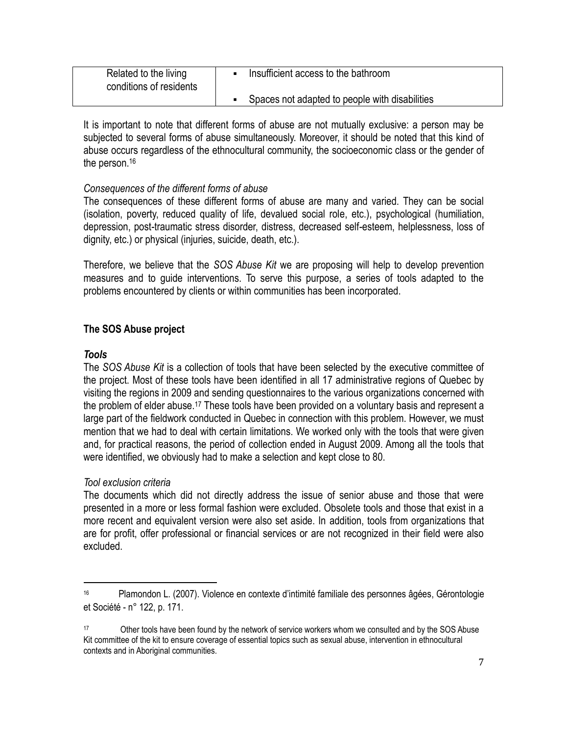| Related to the living conditions of residents | ▪ Insufficient access to the bathroom<br>▪ Spaces not adapted to people with disabilities |
|---|---|

It is important to note that different forms of abuse are not mutually exclusive: a person may be subjected to several forms of abuse simultaneously. Moreover, it should be noted that this kind of abuse occurs regardless of the ethnocultural community, the socioeconomic class or the gender of the person.[16]

*Consequences of the different forms of abuse*

The consequences of these different forms of abuse are many and varied. They can be social (isolation, poverty, reduced quality of life, devalued social role, etc.), psychological (humiliation, depression, post-traumatic stress disorder, distress, decreased self-esteem, helplessness, loss of dignity, etc.) or physical (injuries, suicide, death, etc.).

Therefore, we believe that the *SOS Abuse Kit* we are proposing will help to develop prevention measures and to guide interventions. To serve this purpose, a series of tools adapted to the problems encountered by clients or within communities has been incorporated.

## The SOS Abuse project

### *Tools*

The *SOS Abuse Kit* is a collection of tools that have been selected by the executive committee of the project. Most of these tools have been identified in all 17 administrative regions of Quebec by visiting the regions in 2009 and sending questionnaires to the various organizations concerned with the problem of elder abuse.[17] These tools have been provided on a voluntary basis and represent a large part of the fieldwork conducted in Quebec in connection with this problem. However, we must mention that we had to deal with certain limitations. We worked only with the tools that were given and, for practical reasons, the period of collection ended in August 2009. Among all the tools that were identified, we obviously had to make a selection and kept close to 80.

*Tool exclusion criteria*

The documents which did not directly address the issue of senior abuse and those that were presented in a more or less formal fashion were excluded. Obsolete tools and those that exist in a more recent and equivalent version were also set aside. In addition, tools from organizations that are for profit, offer professional or financial services or are not recognized in their field were also excluded.

---

[16] Plamondon L. (2007). Violence en contexte d'intimité familiale des personnes âgées, Gérontologie et Société - n° 122, p. 171.

[17] Other tools have been found by the network of service workers whom we consulted and by the SOS Abuse Kit committee of the kit to ensure coverage of essential topics such as sexual abuse, intervention in ethnocultural contexts and in Aboriginal communities.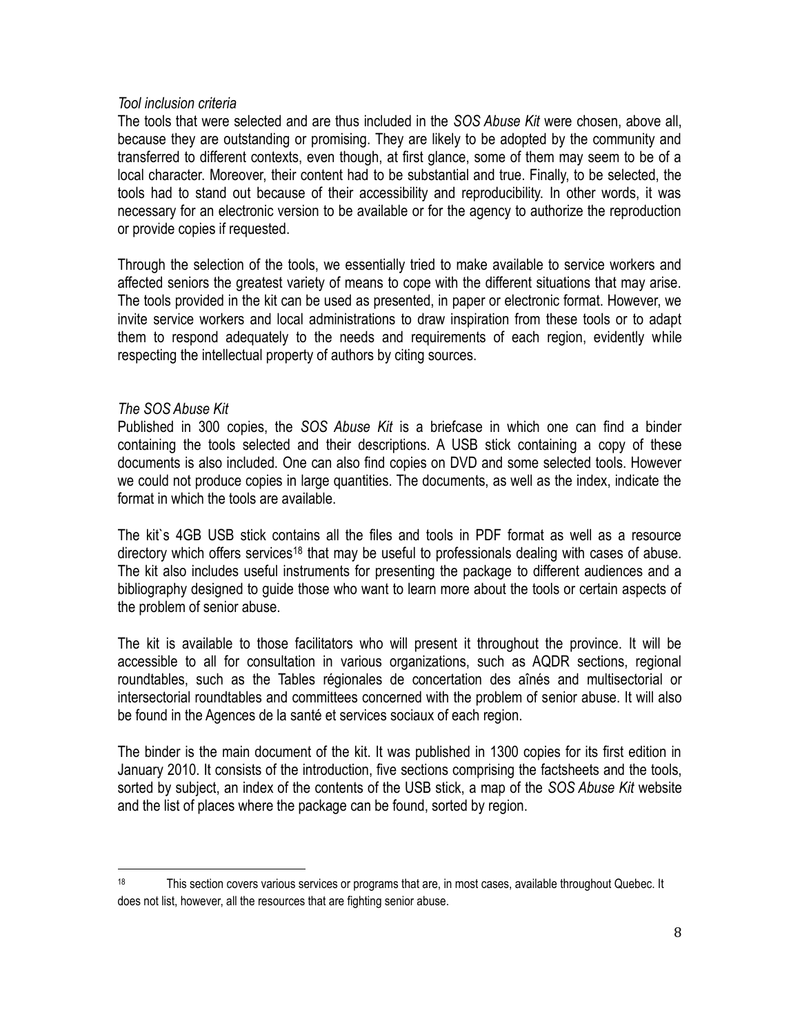*Tool inclusion criteria*

The tools that were selected and are thus included in the *SOS Abuse Kit* were chosen, above all, because they are outstanding or promising. They are likely to be adopted by the community and transferred to different contexts, even though, at first glance, some of them may seem to be of a local character. Moreover, their content had to be substantial and true. Finally, to be selected, the tools had to stand out because of their accessibility and reproducibility. In other words, it was necessary for an electronic version to be available or for the agency to authorize the reproduction or provide copies if requested.

Through the selection of the tools, we essentially tried to make available to service workers and affected seniors the greatest variety of means to cope with the different situations that may arise. The tools provided in the kit can be used as presented, in paper or electronic format. However, we invite service workers and local administrations to draw inspiration from these tools or to adapt them to respond adequately to the needs and requirements of each region, evidently while respecting the intellectual property of authors by citing sources.

*The SOS Abuse Kit*

Published in 300 copies, the *SOS Abuse Kit* is a briefcase in which one can find a binder containing the tools selected and their descriptions. A USB stick containing a copy of these documents is also included. One can also find copies on DVD and some selected tools. However we could not produce copies in large quantities. The documents, as well as the index, indicate the format in which the tools are available.

The kit`s 4GB USB stick contains all the files and tools in PDF format as well as a resource directory which offers services[18] that may be useful to professionals dealing with cases of abuse. The kit also includes useful instruments for presenting the package to different audiences and a bibliography designed to guide those who want to learn more about the tools or certain aspects of the problem of senior abuse.

The kit is available to those facilitators who will present it throughout the province. It will be accessible to all for consultation in various organizations, such as AQDR sections, regional roundtables, such as the Tables régionales de concertation des aînés and multisectorial or intersectorial roundtables and committees concerned with the problem of senior abuse. It will also be found in the Agences de la santé et services sociaux of each region.

The binder is the main document of the kit. It was published in 1300 copies for its first edition in January 2010. It consists of the introduction, five sections comprising the factsheets and the tools, sorted by subject, an index of the contents of the USB stick, a map of the *SOS Abuse Kit* website and the list of places where the package can be found, sorted by region.

---

[18] This section covers various services or programs that are, in most cases, available throughout Quebec. It does not list, however, all the resources that are fighting senior abuse.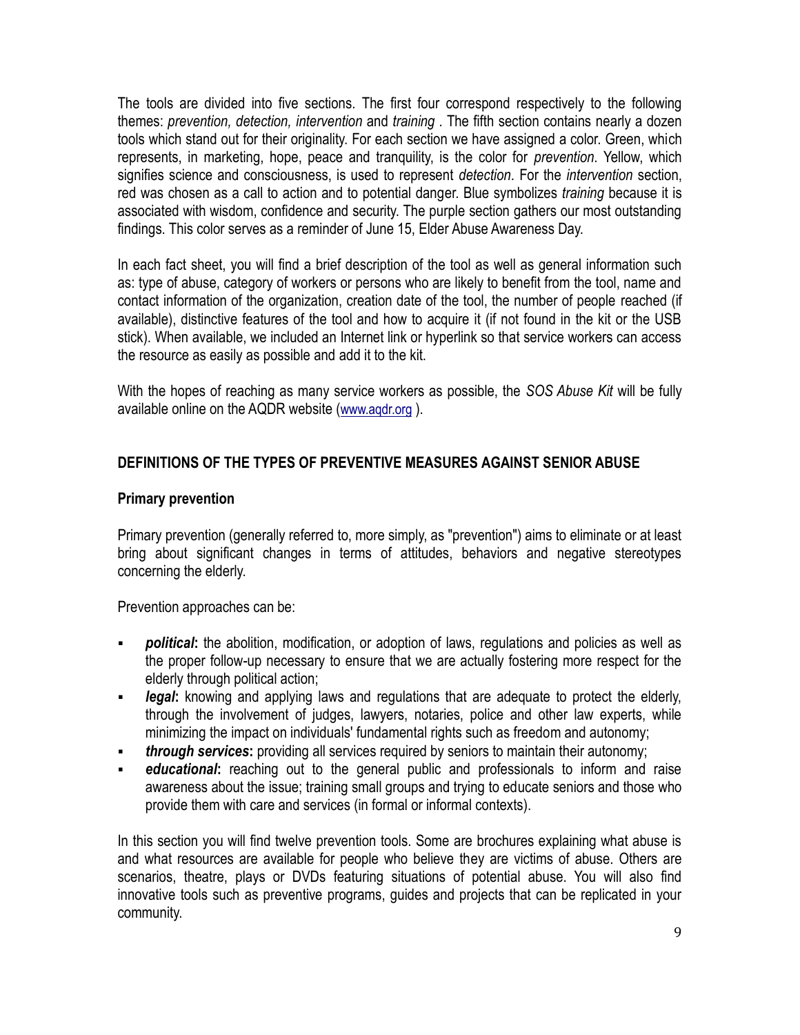The tools are divided into five sections. The first four correspond respectively to the following themes: *prevention, detection, intervention* and *training* . The fifth section contains nearly a dozen tools which stand out for their originality. For each section we have assigned a color. Green, which represents, in marketing, hope, peace and tranquility, is the color for *prevention*. Yellow, which signifies science and consciousness, is used to represent *detection*. For the *intervention* section, red was chosen as a call to action and to potential danger. Blue symbolizes *training* because it is associated with wisdom, confidence and security. The purple section gathers our most outstanding findings. This color serves as a reminder of June 15, Elder Abuse Awareness Day.

In each fact sheet, you will find a brief description of the tool as well as general information such as: type of abuse, category of workers or persons who are likely to benefit from the tool, name and contact information of the organization, creation date of the tool, the number of people reached (if available), distinctive features of the tool and how to acquire it (if not found in the kit or the USB stick). When available, we included an Internet link or hyperlink so that service workers can access the resource as easily as possible and add it to the kit.

With the hopes of reaching as many service workers as possible, the *SOS Abuse Kit* will be fully available online on the AQDR website (www.aqdr.org ).

## DEFINITIONS OF THE TYPES OF PREVENTIVE MEASURES AGAINST SENIOR ABUSE

### Primary prevention

Primary prevention (generally referred to, more simply, as "prevention") aims to eliminate or at least bring about significant changes in terms of attitudes, behaviors and negative stereotypes concerning the elderly.

Prevention approaches can be:

- ***political*:** the abolition, modification, or adoption of laws, regulations and policies as well as the proper follow-up necessary to ensure that we are actually fostering more respect for the elderly through political action;
- ***legal*:** knowing and applying laws and regulations that are adequate to protect the elderly, through the involvement of judges, lawyers, notaries, police and other law experts, while minimizing the impact on individuals' fundamental rights such as freedom and autonomy;
- ***through services*:** providing all services required by seniors to maintain their autonomy;
- ***educational*:** reaching out to the general public and professionals to inform and raise awareness about the issue; training small groups and trying to educate seniors and those who provide them with care and services (in formal or informal contexts).

In this section you will find twelve prevention tools. Some are brochures explaining what abuse is and what resources are available for people who believe they are victims of abuse. Others are scenarios, theatre, plays or DVDs featuring situations of potential abuse. You will also find innovative tools such as preventive programs, guides and projects that can be replicated in your community.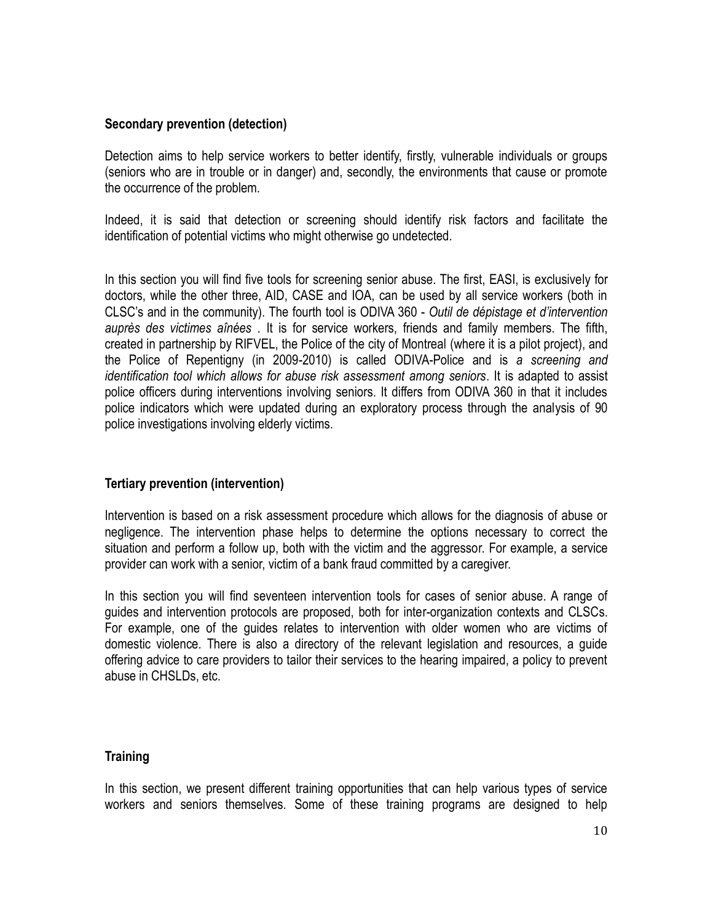### Secondary prevention (detection)

Detection aims to help service workers to better identify, firstly, vulnerable individuals or groups (seniors who are in trouble or in danger) and, secondly, the environments that cause or promote the occurrence of the problem.

Indeed, it is said that detection or screening should identify risk factors and facilitate the identification of potential victims who might otherwise go undetected.

In this section you will find five tools for screening senior abuse. The first, EASI, is exclusively for doctors, while the other three, AID, CASE and IOA, can be used by all service workers (both in CLSC's and in the community). The fourth tool is ODIVA 360 - *Outil de dépistage et d'intervention auprès des victimes aînées* . It is for service workers, friends and family members. The fifth, created in partnership by RIFVEL, the Police of the city of Montreal (where it is a pilot project), and the Police of Repentigny (in 2009-2010) is called ODIVA-Police and is *a screening and identification tool which allows for abuse risk assessment among seniors*. It is adapted to assist police officers during interventions involving seniors. It differs from ODIVA 360 in that it includes police indicators which were updated during an exploratory process through the analysis of 90 police investigations involving elderly victims.

### Tertiary prevention (intervention)

Intervention is based on a risk assessment procedure which allows for the diagnosis of abuse or negligence. The intervention phase helps to determine the options necessary to correct the situation and perform a follow up, both with the victim and the aggressor. For example, a service provider can work with a senior, victim of a bank fraud committed by a caregiver.

In this section you will find seventeen intervention tools for cases of senior abuse. A range of guides and intervention protocols are proposed, both for inter-organization contexts and CLSCs. For example, one of the guides relates to intervention with older women who are victims of domestic violence. There is also a directory of the relevant legislation and resources, a guide offering advice to care providers to tailor their services to the hearing impaired, a policy to prevent abuse in CHSLDs, etc.

### Training

In this section, we present different training opportunities that can help various types of service workers and seniors themselves. Some of these training programs are designed to help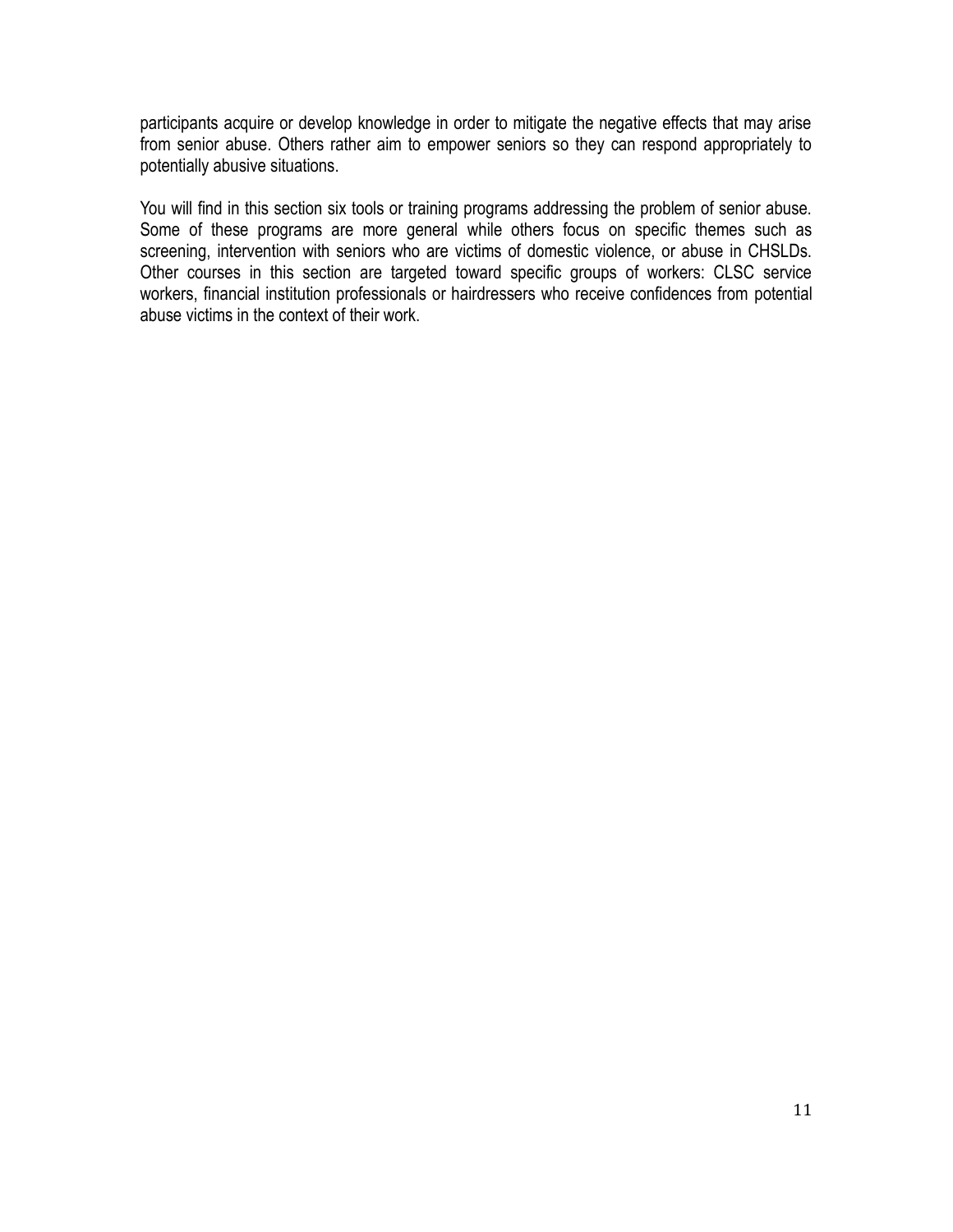participants acquire or develop knowledge in order to mitigate the negative effects that may arise from senior abuse. Others rather aim to empower seniors so they can respond appropriately to potentially abusive situations.

You will find in this section six tools or training programs addressing the problem of senior abuse. Some of these programs are more general while others focus on specific themes such as screening, intervention with seniors who are victims of domestic violence, or abuse in CHSLDs. Other courses in this section are targeted toward specific groups of workers: CLSC service workers, financial institution professionals or hairdressers who receive confidences from potential abuse victims in the context of their work.